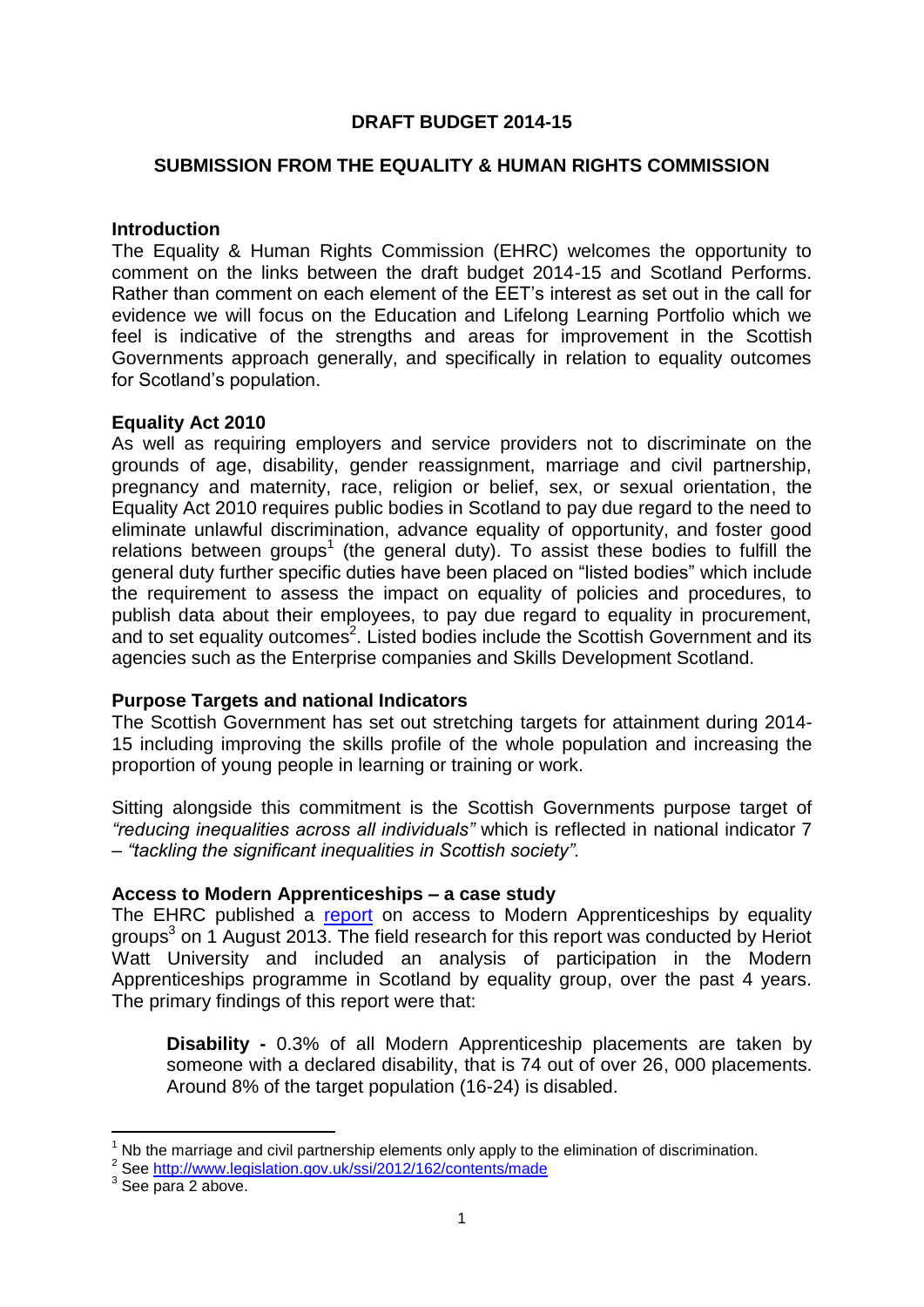# DRAFT BUDGET 2014-15

## SUBMISSION FROM THE EQUALITY & HUMAN RIGHTS COMMISSION

### Introduction

The Equality & Human Rights Commission (EHRC) welcomes the opportunity to comment on the links between the draft budget 2014-15 and Scotland Performs. Rather than comment on each element of the EET's interest as set out in the call for evidence we will focus on the Education and Lifelong Learning Portfolio which we feel is indicative of the strengths and areas for improvement in the Scottish Governments approach generally, and specifically in relation to equality outcomes for Scotland's population.

### Equality Act 2010

As well as requiring employers and service providers not to discriminate on the grounds of age, disability, gender reassignment, marriage and civil partnership, pregnancy and maternity, race, religion or belief, sex, or sexual orientation, the Equality Act 2010 requires public bodies in Scotland to pay due regard to the need to eliminate unlawful discrimination, advance equality of opportunity, and foster good relations between groups[1] (the general duty). To assist these bodies to fulfill the general duty further specific duties have been placed on "listed bodies" which include the requirement to assess the impact on equality of policies and procedures, to publish data about their employees, to pay due regard to equality in procurement, and to set equality outcomes[2]. Listed bodies include the Scottish Government and its agencies such as the Enterprise companies and Skills Development Scotland.

### Purpose Targets and national Indicators

The Scottish Government has set out stretching targets for attainment during 2014-15 including improving the skills profile of the whole population and increasing the proportion of young people in learning or training or work.

Sitting alongside this commitment is the Scottish Governments purpose target of *"reducing inequalities across all individuals"* which is reflected in national indicator 7 – *"tackling the significant inequalities in Scottish society".*

### Access to Modern Apprenticeships – a case study

The EHRC published a [report](report) on access to Modern Apprenticeships by equality groups[3] on 1 August 2013. The field research for this report was conducted by Heriot Watt University and included an analysis of participation in the Modern Apprenticeships programme in Scotland by equality group, over the past 4 years. The primary findings of this report were that:

> **Disability -** 0.3% of all Modern Apprenticeship placements are taken by someone with a declared disability, that is 74 out of over 26, 000 placements. Around 8% of the target population (16-24) is disabled.

---

[1] Nb the marriage and civil partnership elements only apply to the elimination of discrimination.

[2] See http://www.legislation.gov.uk/ssi/2012/162/contents/made

[3] See para 2 above.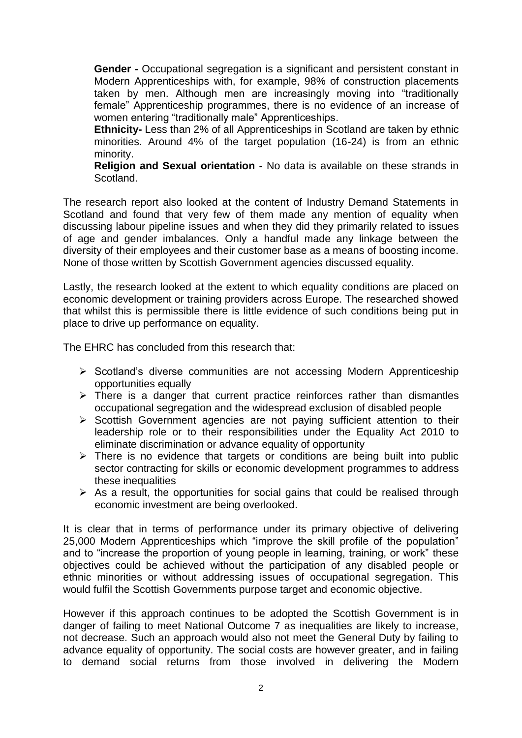**Gender -** Occupational segregation is a significant and persistent constant in Modern Apprenticeships with, for example, 98% of construction placements taken by men. Although men are increasingly moving into "traditionally female" Apprenticeship programmes, there is no evidence of an increase of women entering "traditionally male" Apprenticeships.

**Ethnicity-** Less than 2% of all Apprenticeships in Scotland are taken by ethnic minorities. Around 4% of the target population (16-24) is from an ethnic minority.

**Religion and Sexual orientation -** No data is available on these strands in Scotland.

The research report also looked at the content of Industry Demand Statements in Scotland and found that very few of them made any mention of equality when discussing labour pipeline issues and when they did they primarily related to issues of age and gender imbalances. Only a handful made any linkage between the diversity of their employees and their customer base as a means of boosting income. None of those written by Scottish Government agencies discussed equality.

Lastly, the research looked at the extent to which equality conditions are placed on economic development or training providers across Europe. The researched showed that whilst this is permissible there is little evidence of such conditions being put in place to drive up performance on equality.

The EHRC has concluded from this research that:

- Scotland's diverse communities are not accessing Modern Apprenticeship opportunities equally
- There is a danger that current practice reinforces rather than dismantles occupational segregation and the widespread exclusion of disabled people
- Scottish Government agencies are not paying sufficient attention to their leadership role or to their responsibilities under the Equality Act 2010 to eliminate discrimination or advance equality of opportunity
- There is no evidence that targets or conditions are being built into public sector contracting for skills or economic development programmes to address these inequalities
- As a result, the opportunities for social gains that could be realised through economic investment are being overlooked.

It is clear that in terms of performance under its primary objective of delivering 25,000 Modern Apprenticeships which "improve the skill profile of the population" and to "increase the proportion of young people in learning, training, or work" these objectives could be achieved without the participation of any disabled people or ethnic minorities or without addressing issues of occupational segregation. This would fulfil the Scottish Governments purpose target and economic objective.

However if this approach continues to be adopted the Scottish Government is in danger of failing to meet National Outcome 7 as inequalities are likely to increase, not decrease. Such an approach would also not meet the General Duty by failing to advance equality of opportunity. The social costs are however greater, and in failing to demand social returns from those involved in delivering the Modern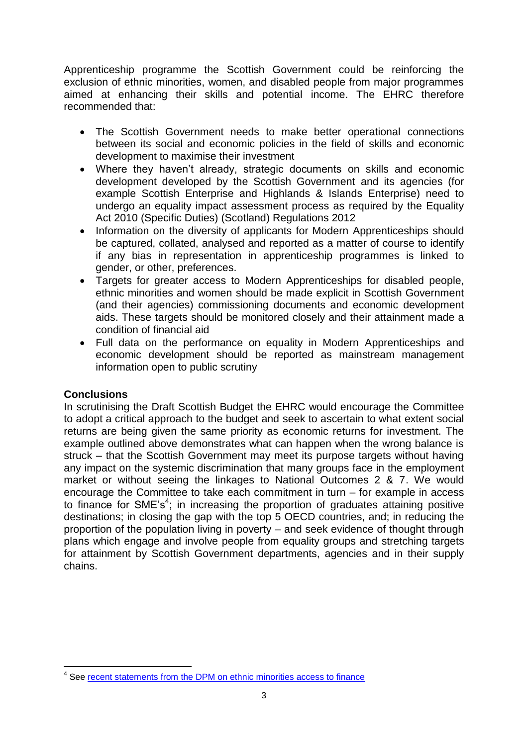Apprenticeship programme the Scottish Government could be reinforcing the exclusion of ethnic minorities, women, and disabled people from major programmes aimed at enhancing their skills and potential income. The EHRC therefore recommended that:

- The Scottish Government needs to make better operational connections between its social and economic policies in the field of skills and economic development to maximise their investment
- Where they haven't already, strategic documents on skills and economic development developed by the Scottish Government and its agencies (for example Scottish Enterprise and Highlands & Islands Enterprise) need to undergo an equality impact assessment process as required by the Equality Act 2010 (Specific Duties) (Scotland) Regulations 2012
- Information on the diversity of applicants for Modern Apprenticeships should be captured, collated, analysed and reported as a matter of course to identify if any bias in representation in apprenticeship programmes is linked to gender, or other, preferences.
- Targets for greater access to Modern Apprenticeships for disabled people, ethnic minorities and women should be made explicit in Scottish Government (and their agencies) commissioning documents and economic development aids. These targets should be monitored closely and their attainment made a condition of financial aid
- Full data on the performance on equality in Modern Apprenticeships and economic development should be reported as mainstream management information open to public scrutiny

**Conclusions**

In scrutinising the Draft Scottish Budget the EHRC would encourage the Committee to adopt a critical approach to the budget and seek to ascertain to what extent social returns are being given the same priority as economic returns for investment. The example outlined above demonstrates what can happen when the wrong balance is struck – that the Scottish Government may meet its purpose targets without having any impact on the systemic discrimination that many groups face in the employment market or without seeing the linkages to National Outcomes 2 & 7. We would encourage the Committee to take each commitment in turn – for example in access to finance for SME's[4]; in increasing the proportion of graduates attaining positive destinations; in closing the gap with the top 5 OECD countries, and; in reducing the proportion of the population living in poverty – and seek evidence of thought through plans which engage and involve people from equality groups and stretching targets for attainment by Scottish Government departments, agencies and in their supply chains.

[4] See recent statements from the DPM on ethnic minorities access to finance